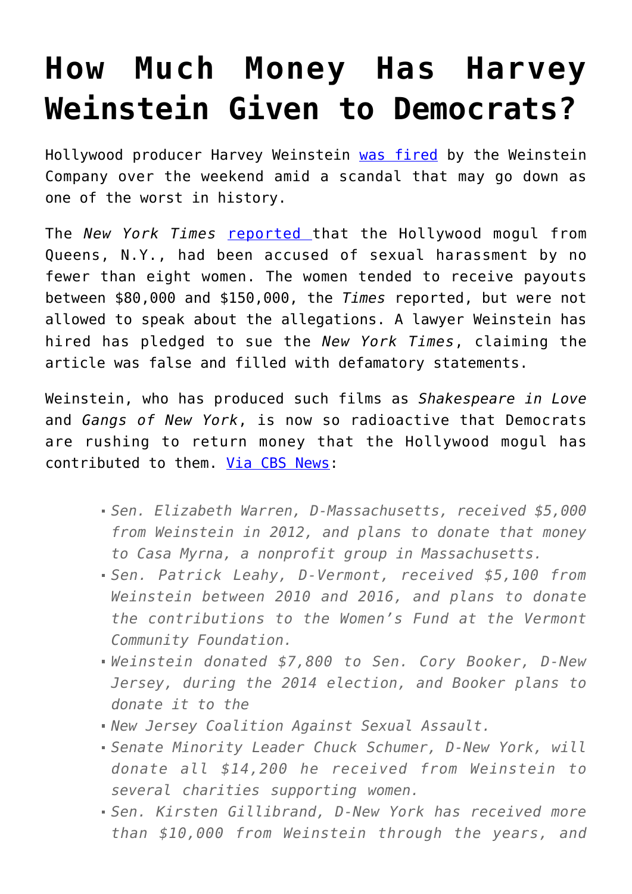# How Much Money Has Harvey Weinstein Given to Democrats?

Hollywood producer Harvey Weinstein [was fired] by the Weinstein Company over the weekend amid a scandal that may go down as one of the worst in history.

The *New York Times* [reported] that the Hollywood mogul from Queens, N.Y., had been accused of sexual harassment by no fewer than eight women. The women tended to receive payouts between $80,000 and $150,000, the *Times* reported, but were not allowed to speak about the allegations. A lawyer Weinstein has hired has pledged to sue the *New York Times*, claiming the article was false and filled with defamatory statements.

Weinstein, who has produced such films as *Shakespeare in Love* and *Gangs of New York*, is now so radioactive that Democrats are rushing to return money that the Hollywood mogul has contributed to them. [Via CBS News]:

> - *Sen. Elizabeth Warren, D-Massachusetts, received $5,000 from Weinstein in 2012, and plans to donate that money to Casa Myrna, a nonprofit group in Massachusetts.*
> - *Sen. Patrick Leahy, D-Vermont, received $5,100 from Weinstein between 2010 and 2016, and plans to donate the contributions to the Women's Fund at the Vermont Community Foundation.*
> - *Weinstein donated $7,800 to Sen. Cory Booker, D-New Jersey, during the 2014 election, and Booker plans to donate it to the*
> - *New Jersey Coalition Against Sexual Assault.*
> - *Senate Minority Leader Chuck Schumer, D-New York, will donate all $14,200 he received from Weinstein to several charities supporting women.*
> - *Sen. Kirsten Gillibrand, D-New York has received more than $10,000 from Weinstein through the years, and*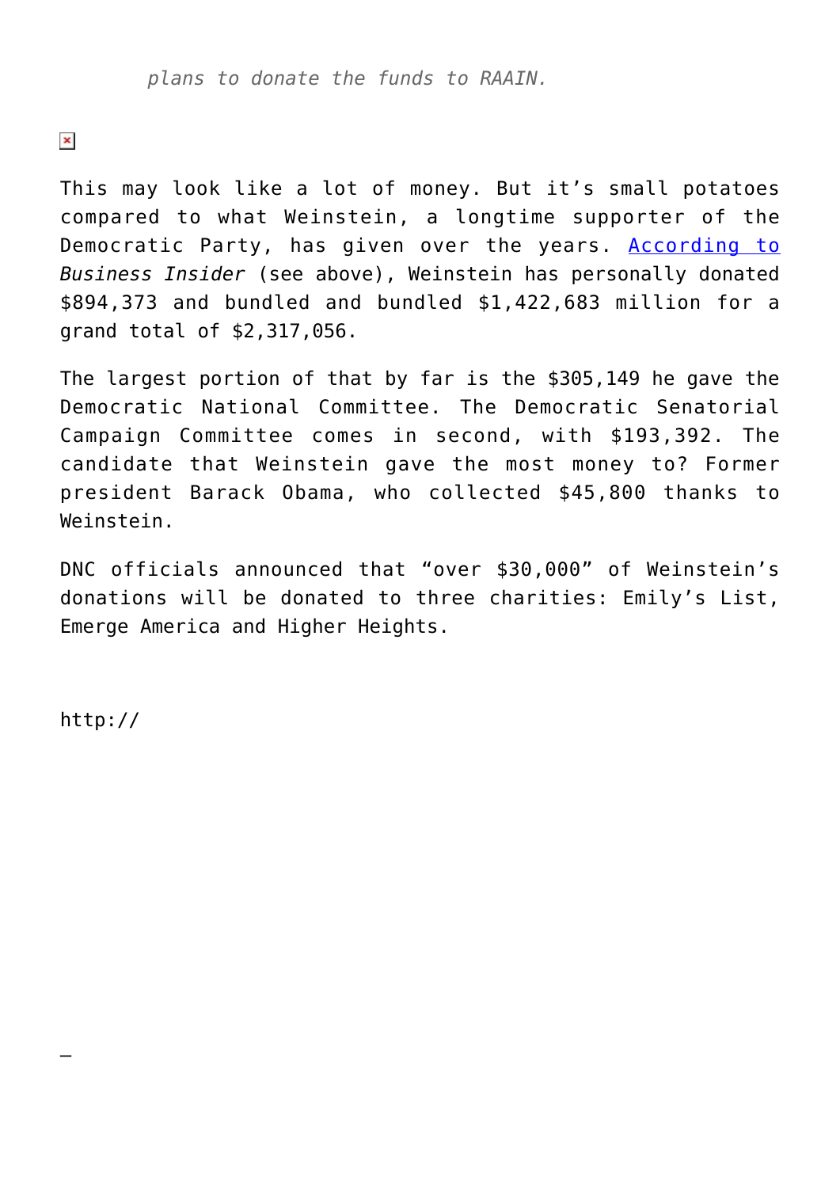*plans to donate the funds to RAAIN.*

This may look like a lot of money. But it's small potatoes compared to what Weinstein, a longtime supporter of the Democratic Party, has given over the years. According to *Business Insider* (see above), Weinstein has personally donated $894,373 and bundled and bundled $1,422,683 million for a grand total of $2,317,056.

The largest portion of that by far is the $305,149 he gave the Democratic National Committee. The Democratic Senatorial Campaign Committee comes in second, with $193,392. The candidate that Weinstein gave the most money to? Former president Barack Obama, who collected $45,800 thanks to Weinstein.

DNC officials announced that "over $30,000" of Weinstein's donations will be donated to three charities: Emily's List, Emerge America and Higher Heights.

http://

_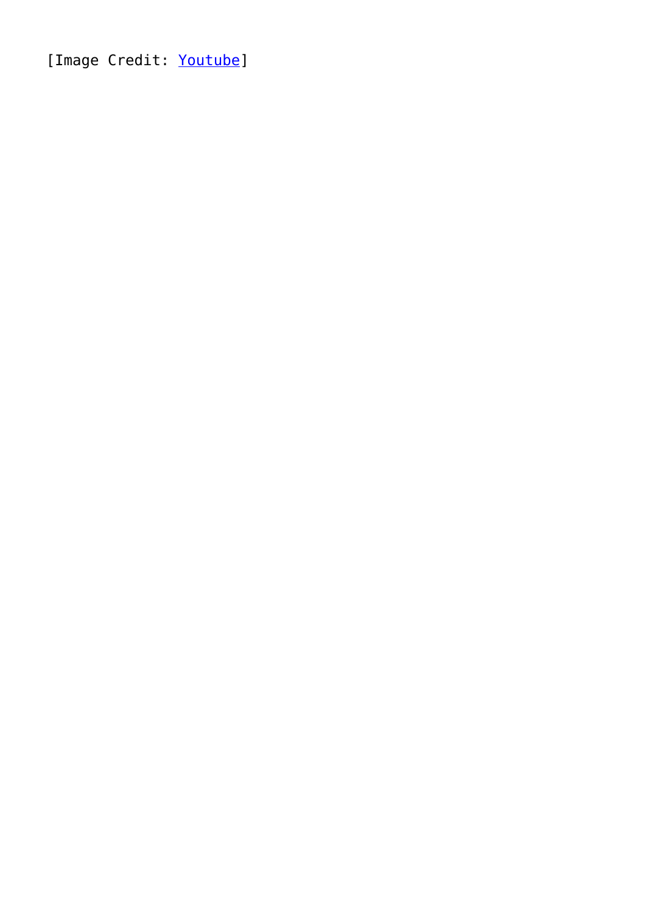[Image Credit: [Youtube]]